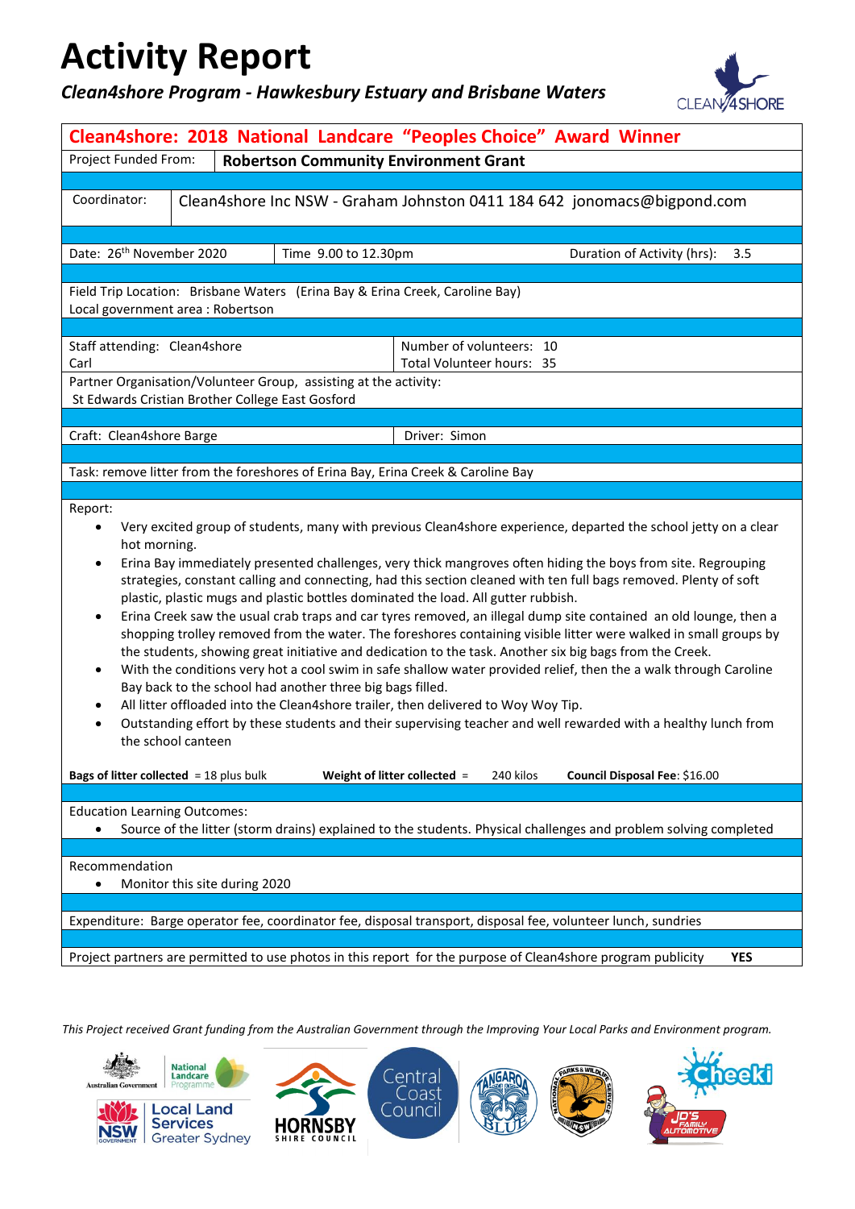# Activity Report

***Clean4shore Program - Hawkesbury Estuary and Brisbane Waters***

## Clean4shore: 2018 National Landcare "Peoples Choice" Award Winner

| Project Funded From: | **Robertson Community Environment Grant** |
|---|---|

| Coordinator: | Clean4shore Inc NSW - Graham Johnston 0411 184 642 jonomacs@bigpond.com |
|---|---|

| Date: 26th November 2020 | Time 9.00 to 12.30pm | Duration of Activity (hrs): 3.5 |
|---|---|---|

Field Trip Location: Brisbane Waters (Erina Bay & Erina Creek, Caroline Bay)
Local government area : Robertson

| Staff attending: Clean4shore<br>Carl | Number of volunteers: 10<br>Total Volunteer hours: 35 |
|---|---|

Partner Organisation/Volunteer Group, assisting at the activity:
St Edwards Cristian Brother College East Gosford

| Craft: Clean4shore Barge | Driver: Simon |
|---|---|

Task: remove litter from the foreshores of Erina Bay, Erina Creek & Caroline Bay

Report:

- Very excited group of students, many with previous Clean4shore experience, departed the school jetty on a clear hot morning.
- Erina Bay immediately presented challenges, very thick mangroves often hiding the boys from site. Regrouping strategies, constant calling and connecting, had this section cleaned with ten full bags removed. Plenty of soft plastic, plastic mugs and plastic bottles dominated the load. All gutter rubbish.
- Erina Creek saw the usual crab traps and car tyres removed, an illegal dump site contained an old lounge, then a shopping trolley removed from the water. The foreshores containing visible litter were walked in small groups by the students, showing great initiative and dedication to the task. Another six big bags from the Creek.
- With the conditions very hot a cool swim in safe shallow water provided relief, then the a walk through Caroline Bay back to the school had another three big bags filled.
- All litter offloaded into the Clean4shore trailer, then delivered to Woy Woy Tip.
- Outstanding effort by these students and their supervising teacher and well rewarded with a healthy lunch from the school canteen

**Bags of litter collected** = 18 plus bulk **Weight of litter collected** = 240 kilos **Council Disposal Fee**: $16.00

Education Learning Outcomes:

- Source of the litter (storm drains) explained to the students. Physical challenges and problem solving completed

Recommendation

- Monitor this site during 2020

Expenditure: Barge operator fee, coordinator fee, disposal transport, disposal fee, volunteer lunch, sundries

Project partners are permitted to use photos in this report for the purpose of Clean4shore program publicity **YES**

*This Project received Grant funding from the Australian Government through the Improving Your Local Parks and Environment program.*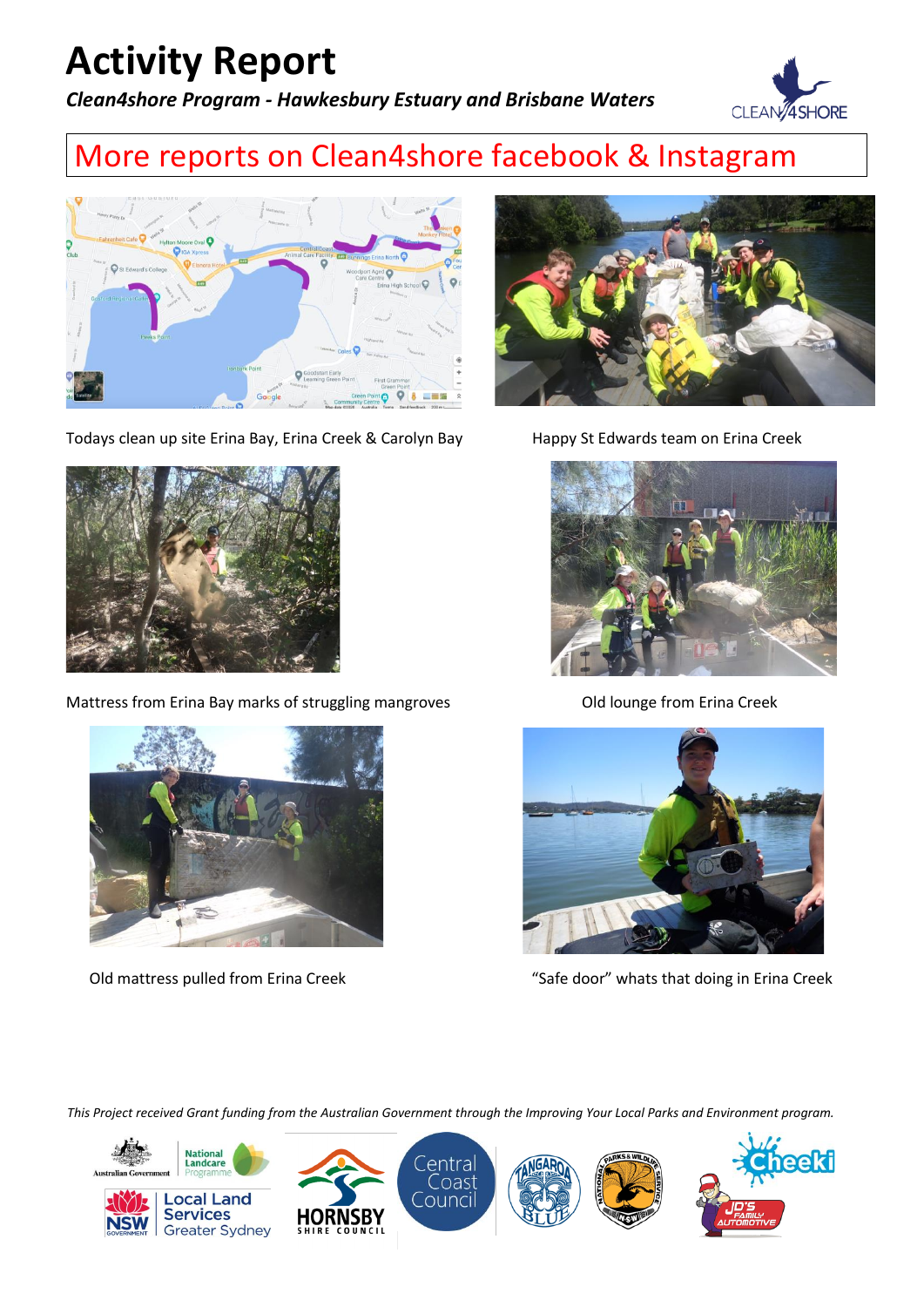# Activity Report

***Clean4shore Program - Hawkesbury Estuary and Brisbane Waters***

More reports on Clean4shore facebook & Instagram

Todays clean up site Erina Bay, Erina Creek & Carolyn Bay

Happy St Edwards team on Erina Creek

Mattress from Erina Bay marks of struggling mangroves

Old lounge from Erina Creek

Old mattress pulled from Erina Creek

"Safe door" whats that doing in Erina Creek

*This Project received Grant funding from the Australian Government through the Improving Your Local Parks and Environment program.*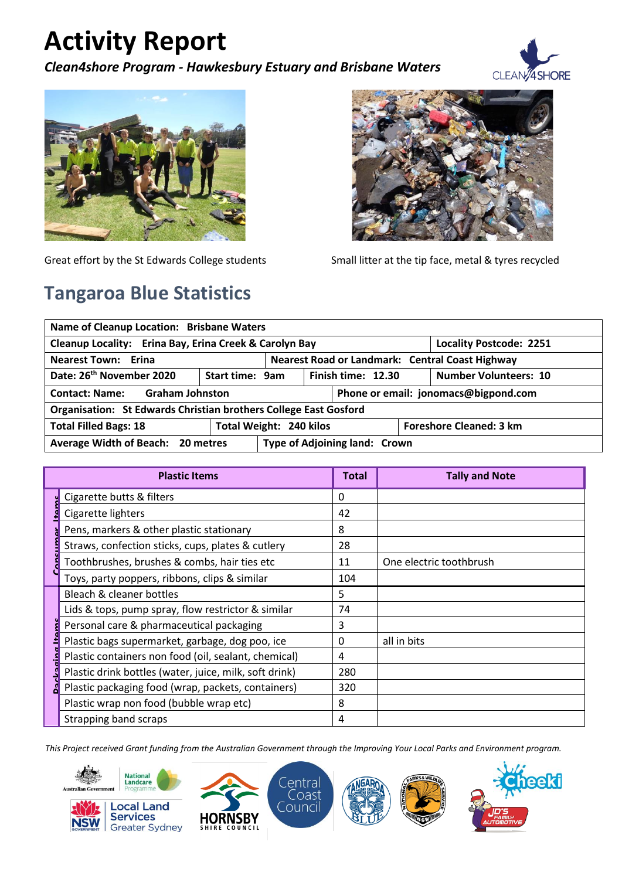# Activity Report

*Clean4shore Program - Hawkesbury Estuary and Brisbane Waters*

Great effort by the St Edwards College students

Small litter at the tip face, metal & tyres recycled

## Tangaroa Blue Statistics

| | | | | |
|---|---|---|---|---|
| **Name of Cleanup Location: Brisbane Waters** | | | | |
| **Cleanup Locality: Erina Bay, Erina Creek & Carolyn Bay** | | | | **Locality Postcode: 2251** |
| **Nearest Town: Erina** | | **Nearest Road or Landmark: Central Coast Highway** | | |
| **Date: 26th November 2020** | **Start time: 9am** | **Finish time: 12.30** | | **Number Volunteers: 10** |
| **Contact: Name: Graham Johnston** | | | **Phone or email: jonomacs@bigpond.com** | |
| **Organisation: St Edwards Christian brothers College East Gosford** | | | | |
| **Total Filled Bags: 18** | **Total Weight: 240 kilos** | | **Foreshore Cleaned: 3 km** | |
| **Average Width of Beach: 20 metres** | **Type of Adjoining land: Crown** | | | |

| | Plastic Items | Total | Tally and Note |
|---|---|---|---|
| Consumer Items | Cigarette butts & filters | 0 | |
| | Cigarette lighters | 42 | |
| | Pens, markers & other plastic stationary | 8 | |
| | Straws, confection sticks, cups, plates & cutlery | 28 | |
| | Toothbrushes, brushes & combs, hair ties etc | 11 | One electric toothbrush |
| | Toys, party poppers, ribbons, clips & similar | 104 | |
| Packaging Items | Bleach & cleaner bottles | 5 | |
| | Lids & tops, pump spray, flow restrictor & similar | 74 | |
| | Personal care & pharmaceutical packaging | 3 | |
| | Plastic bags supermarket, garbage, dog poo, ice | 0 | all in bits |
| | Plastic containers non food (oil, sealant, chemical) | 4 | |
| | Plastic drink bottles (water, juice, milk, soft drink) | 280 | |
| | Plastic packaging food (wrap, packets, containers) | 320 | |
| | Plastic wrap non food (bubble wrap etc) | 8 | |
| | Strapping band scraps | 4 | |

*This Project received Grant funding from the Australian Government through the Improving Your Local Parks and Environment program.*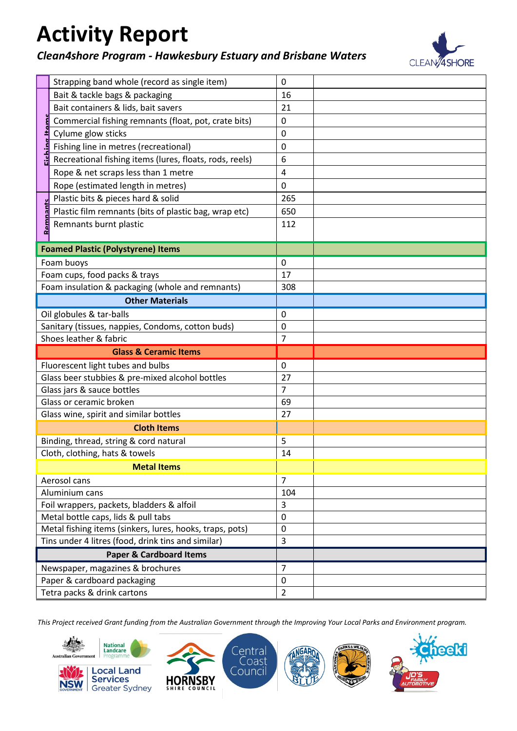# Activity Report

***Clean4shore Program - Hawkesbury Estuary and Brisbane Waters***

| Category | Item | Count | |
|---|---|---|---|
| Fishing Items | Strapping band whole (record as single item) | 0 | |
| | Bait & tackle bags & packaging | 16 | |
| | Bait containers & lids, bait savers | 21 | |
| | Commercial fishing remnants (float, pot, crate bits) | 0 | |
| | Cylume glow sticks | 0 | |
| | Fishing line in metres (recreational) | 0 | |
| | Recreational fishing items (lures, floats, rods, reels) | 6 | |
| | Rope & net scraps less than 1 metre | 4 | |
| | Rope (estimated length in metres) | 0 | |
| Remnants | Plastic bits & pieces hard & solid | 265 | |
| | Plastic film remnants (bits of plastic bag, wrap etc) | 650 | |
| | Remnants burnt plastic | 112 | |
| **Foamed Plastic (Polystyrene) Items** | | | |
| | Foam buoys | 0 | |
| | Foam cups, food packs & trays | 17 | |
| | Foam insulation & packaging (whole and remnants) | 308 | |
| **Other Materials** | | | |
| | Oil globules & tar-balls | 0 | |
| | Sanitary (tissues, nappies, Condoms, cotton buds) | 0 | |
| | Shoes leather & fabric | 7 | |
| **Glass & Ceramic Items** | | | |
| | Fluorescent light tubes and bulbs | 0 | |
| | Glass beer stubbies & pre-mixed alcohol bottles | 27 | |
| | Glass jars & sauce bottles | 7 | |
| | Glass or ceramic broken | 69 | |
| | Glass wine, spirit and similar bottles | 27 | |
| **Cloth Items** | | | |
| | Binding, thread, string & cord natural | 5 | |
| | Cloth, clothing, hats & towels | 14 | |
| **Metal Items** | | | |
| | Aerosol cans | 7 | |
| | Aluminium cans | 104 | |
| | Foil wrappers, packets, bladders & alfoil | 3 | |
| | Metal bottle caps, lids & pull tabs | 0 | |
| | Metal fishing items (sinkers, lures, hooks, traps, pots) | 0 | |
| | Tins under 4 litres (food, drink tins and similar) | 3 | |
| **Paper & Cardboard Items** | | | |
| | Newspaper, magazines & brochures | 7 | |
| | Paper & cardboard packaging | 0 | |
| | Tetra packs & drink cartons | 2 | |

*This Project received Grant funding from the Australian Government through the Improving Your Local Parks and Environment program.*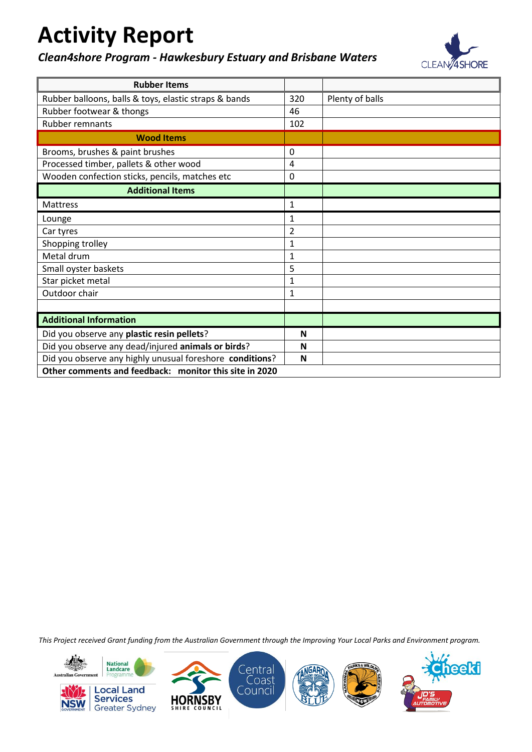# Activity Report

***Clean4shore Program - Hawkesbury Estuary and Brisbane Waters***

| | | |
|---|---|---|
| **Rubber Items** | | |
| Rubber balloons, balls & toys, elastic straps & bands | 320 | Plenty of balls |
| Rubber footwear & thongs | 46 | |
| Rubber remnants | 102 | |
| **Wood Items** | | |
| Brooms, brushes & paint brushes | 0 | |
| Processed timber, pallets & other wood | 4 | |
| Wooden confection sticks, pencils, matches etc | 0 | |
| **Additional Items** | | |
| Mattress | 1 | |
| Lounge | 1 | |
| Car tyres | 2 | |
| Shopping trolley | 1 | |
| Metal drum | 1 | |
| Small oyster baskets | 5 | |
| Star picket metal | 1 | |
| Outdoor chair | 1 | |
| | | |
| **Additional Information** | | |
| Did you observe any **plastic resin pellets**? | **N** | |
| Did you observe any dead/injured **animals or birds**? | **N** | |
| Did you observe any highly unusual foreshore **conditions**? | **N** | |
| **Other comments and feedback: monitor this site in 2020** | | |

*This Project received Grant funding from the Australian Government through the Improving Your Local Parks and Environment program.*